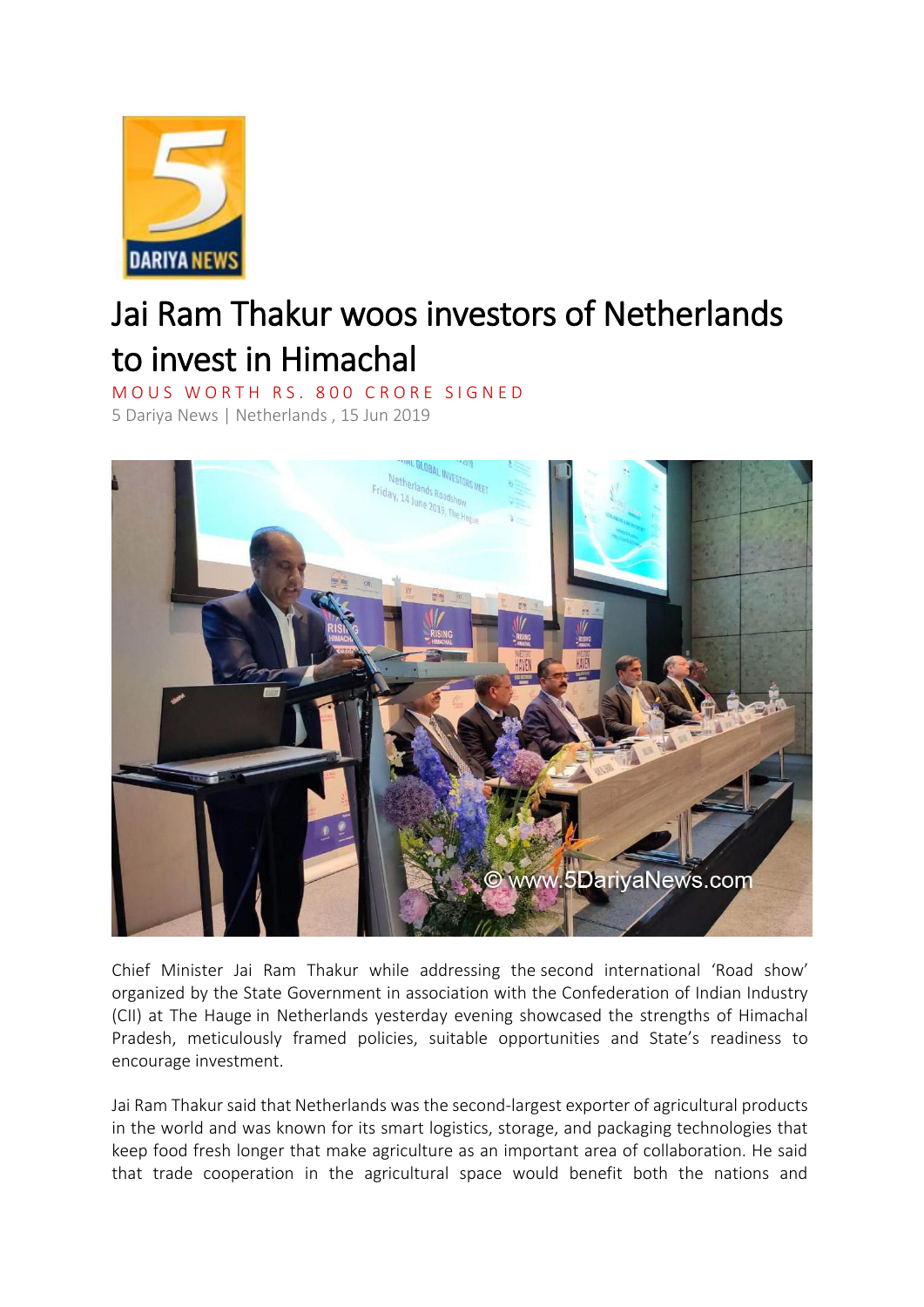# Jai Ram Thakur woos investors of Netherlands to invest in Himachal

MOUS WORTH RS. 800 CRORE SIGNED

5 Dariya News | Netherlands , 15 Jun 2019

Chief Minister Jai Ram Thakur while addressing the second international 'Road show' organized by the State Government in association with the Confederation of Indian Industry (CII) at The Hauge in Netherlands yesterday evening showcased the strengths of Himachal Pradesh, meticulously framed policies, suitable opportunities and State's readiness to encourage investment.

Jai Ram Thakur said that Netherlands was the second-largest exporter of agricultural products in the world and was known for its smart logistics, storage, and packaging technologies that keep food fresh longer that make agriculture as an important area of collaboration. He said that trade cooperation in the agricultural space would benefit both the nations and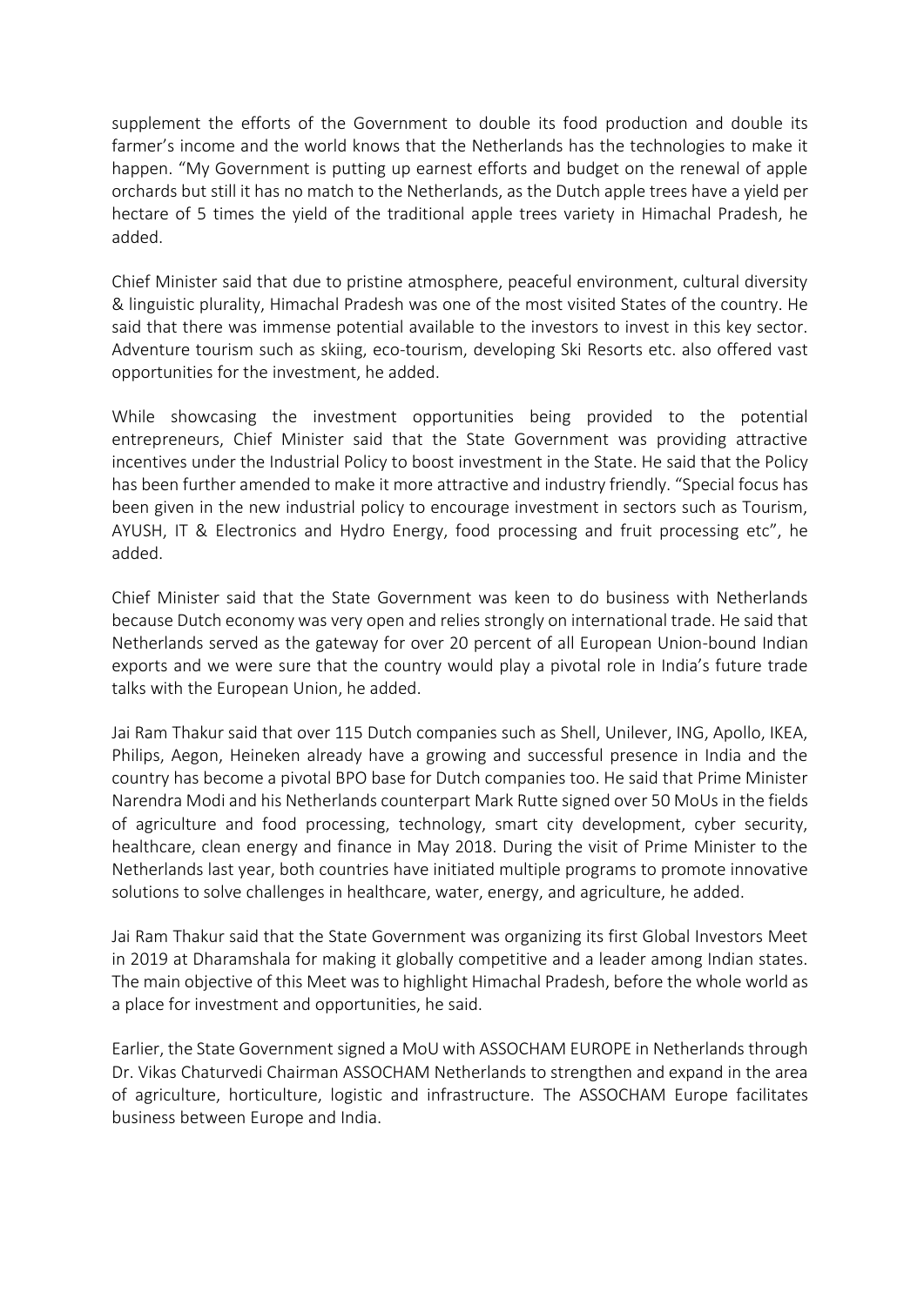supplement the efforts of the Government to double its food production and double its farmer's income and the world knows that the Netherlands has the technologies to make it happen. "My Government is putting up earnest efforts and budget on the renewal of apple orchards but still it has no match to the Netherlands, as the Dutch apple trees have a yield per hectare of 5 times the yield of the traditional apple trees variety in Himachal Pradesh, he added.

Chief Minister said that due to pristine atmosphere, peaceful environment, cultural diversity & linguistic plurality, Himachal Pradesh was one of the most visited States of the country. He said that there was immense potential available to the investors to invest in this key sector. Adventure tourism such as skiing, eco-tourism, developing Ski Resorts etc. also offered vast opportunities for the investment, he added.

While showcasing the investment opportunities being provided to the potential entrepreneurs, Chief Minister said that the State Government was providing attractive incentives under the Industrial Policy to boost investment in the State. He said that the Policy has been further amended to make it more attractive and industry friendly. "Special focus has been given in the new industrial policy to encourage investment in sectors such as Tourism, AYUSH, IT & Electronics and Hydro Energy, food processing and fruit processing etc", he added.

Chief Minister said that the State Government was keen to do business with Netherlands because Dutch economy was very open and relies strongly on international trade. He said that Netherlands served as the gateway for over 20 percent of all European Union-bound Indian exports and we were sure that the country would play a pivotal role in India's future trade talks with the European Union, he added.

Jai Ram Thakur said that over 115 Dutch companies such as Shell, Unilever, ING, Apollo, IKEA, Philips, Aegon, Heineken already have a growing and successful presence in India and the country has become a pivotal BPO base for Dutch companies too. He said that Prime Minister Narendra Modi and his Netherlands counterpart Mark Rutte signed over 50 MoUs in the fields of agriculture and food processing, technology, smart city development, cyber security, healthcare, clean energy and finance in May 2018. During the visit of Prime Minister to the Netherlands last year, both countries have initiated multiple programs to promote innovative solutions to solve challenges in healthcare, water, energy, and agriculture, he added.

Jai Ram Thakur said that the State Government was organizing its first Global Investors Meet in 2019 at Dharamshala for making it globally competitive and a leader among Indian states. The main objective of this Meet was to highlight Himachal Pradesh, before the whole world as a place for investment and opportunities, he said.

Earlier, the State Government signed a MoU with ASSOCHAM EUROPE in Netherlands through Dr. Vikas Chaturvedi Chairman ASSOCHAM Netherlands to strengthen and expand in the area of agriculture, horticulture, logistic and infrastructure. The ASSOCHAM Europe facilitates business between Europe and India.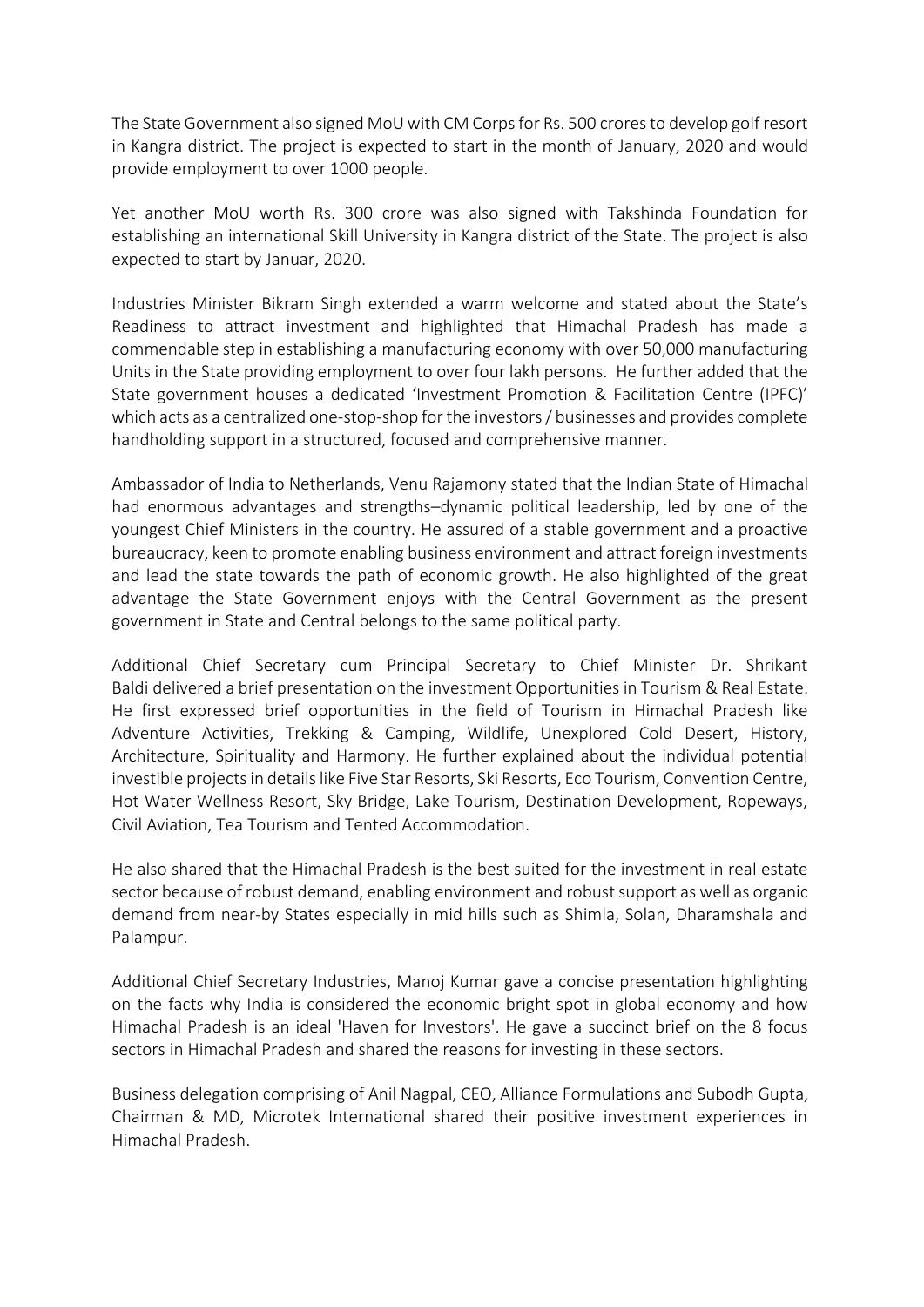The State Government also signed MoU with CM Corps for Rs. 500 crores to develop golf resort in Kangra district. The project is expected to start in the month of January, 2020 and would provide employment to over 1000 people.

Yet another MoU worth Rs. 300 crore was also signed with Takshinda Foundation for establishing an international Skill University in Kangra district of the State. The project is also expected to start by Januar, 2020.

Industries Minister Bikram Singh extended a warm welcome and stated about the State's Readiness to attract investment and highlighted that Himachal Pradesh has made a commendable step in establishing a manufacturing economy with over 50,000 manufacturing Units in the State providing employment to over four lakh persons. He further added that the State government houses a dedicated 'Investment Promotion & Facilitation Centre (IPFC)' which acts as a centralized one-stop-shop for the investors / businesses and provides complete handholding support in a structured, focused and comprehensive manner.

Ambassador of India to Netherlands, Venu Rajamony stated that the Indian State of Himachal had enormous advantages and strengths–dynamic political leadership, led by one of the youngest Chief Ministers in the country. He assured of a stable government and a proactive bureaucracy, keen to promote enabling business environment and attract foreign investments and lead the state towards the path of economic growth. He also highlighted of the great advantage the State Government enjoys with the Central Government as the present government in State and Central belongs to the same political party.

Additional Chief Secretary cum Principal Secretary to Chief Minister Dr. Shrikant Baldi delivered a brief presentation on the investment Opportunities in Tourism & Real Estate. He first expressed brief opportunities in the field of Tourism in Himachal Pradesh like Adventure Activities, Trekking & Camping, Wildlife, Unexplored Cold Desert, History, Architecture, Spirituality and Harmony. He further explained about the individual potential investible projects in details like Five Star Resorts, Ski Resorts, Eco Tourism, Convention Centre, Hot Water Wellness Resort, Sky Bridge, Lake Tourism, Destination Development, Ropeways, Civil Aviation, Tea Tourism and Tented Accommodation.

He also shared that the Himachal Pradesh is the best suited for the investment in real estate sector because of robust demand, enabling environment and robust support as well as organic demand from near-by States especially in mid hills such as Shimla, Solan, Dharamshala and Palampur.

Additional Chief Secretary Industries, Manoj Kumar gave a concise presentation highlighting on the facts why India is considered the economic bright spot in global economy and how Himachal Pradesh is an ideal 'Haven for Investors'. He gave a succinct brief on the 8 focus sectors in Himachal Pradesh and shared the reasons for investing in these sectors.

Business delegation comprising of Anil Nagpal, CEO, Alliance Formulations and Subodh Gupta, Chairman & MD, Microtek International shared their positive investment experiences in Himachal Pradesh.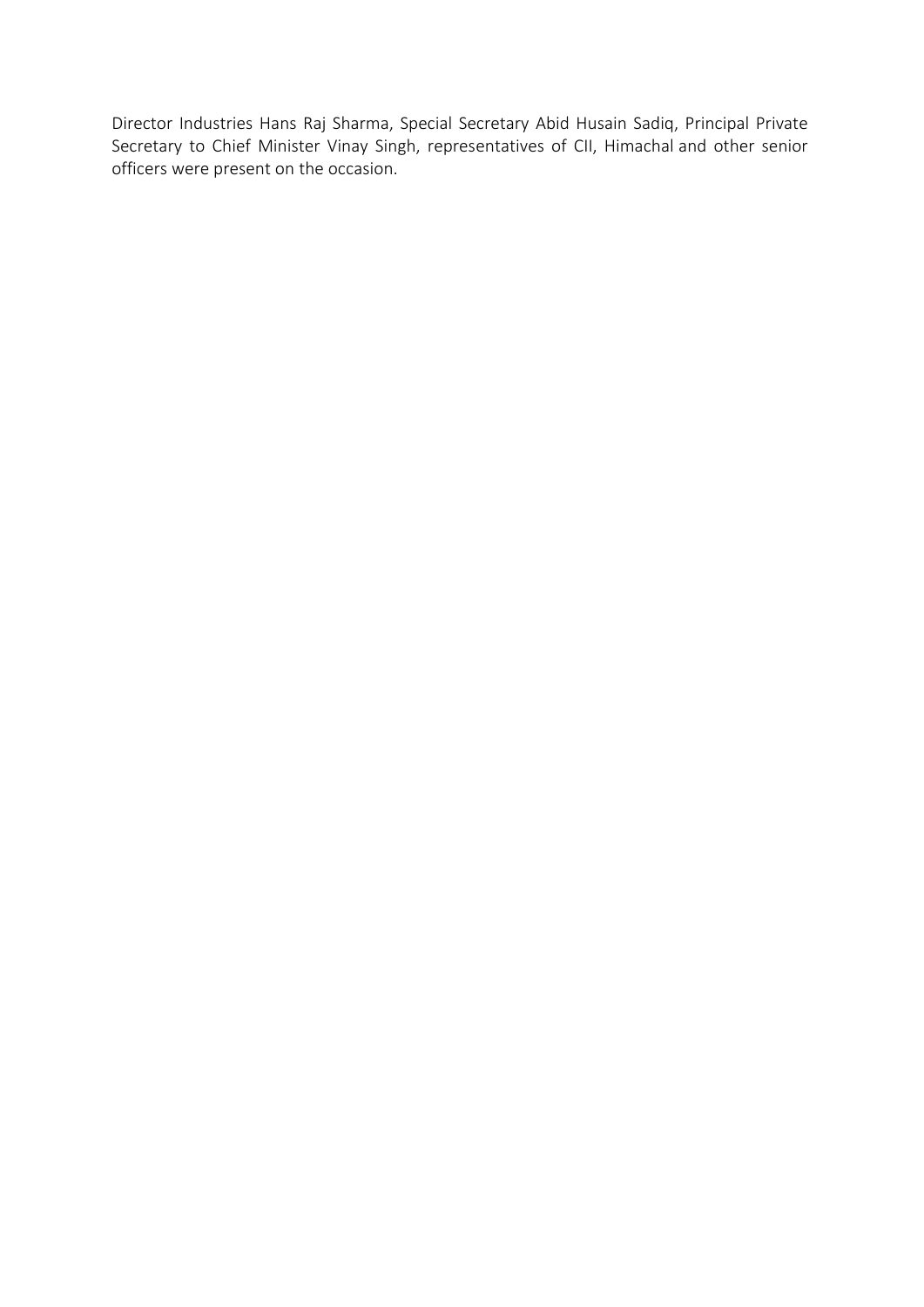Director Industries Hans Raj Sharma, Special Secretary Abid Husain Sadiq, Principal Private Secretary to Chief Minister Vinay Singh, representatives of CII, Himachal and other senior officers were present on the occasion.